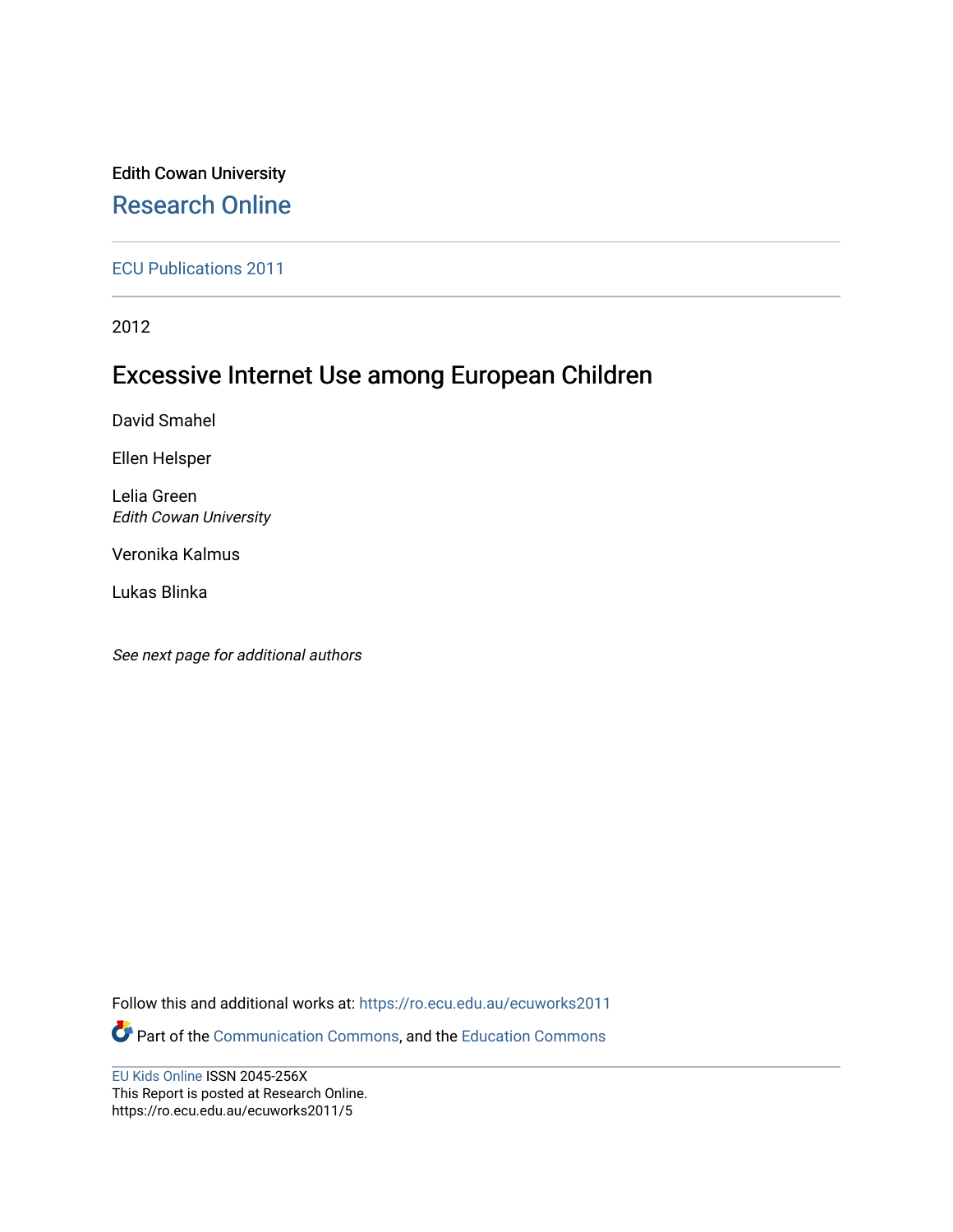Edith Cowan University

Research Online

ECU Publications 2011

2012

# Excessive Internet Use among European Children

David Smahel

Ellen Helsper

Lelia Green
*Edith Cowan University*

Veronika Kalmus

Lukas Blinka

*See next page for additional authors*

Follow this and additional works at: https://ro.ecu.edu.au/ecuworks2011

Part of the Communication Commons, and the Education Commons

EU Kids Online ISSN 2045-256X
This Report is posted at Research Online.
https://ro.ecu.edu.au/ecuworks2011/5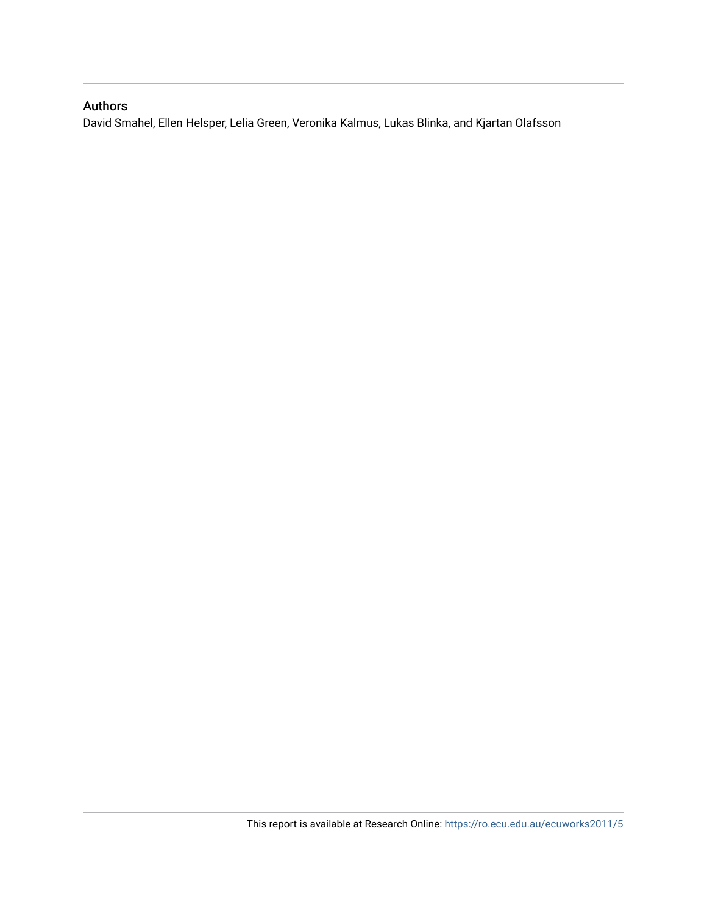## Authors

David Smahel, Ellen Helsper, Lelia Green, Veronika Kalmus, Lukas Blinka, and Kjartan Olafsson

This report is available at Research Online: https://ro.ecu.edu.au/ecuworks2011/5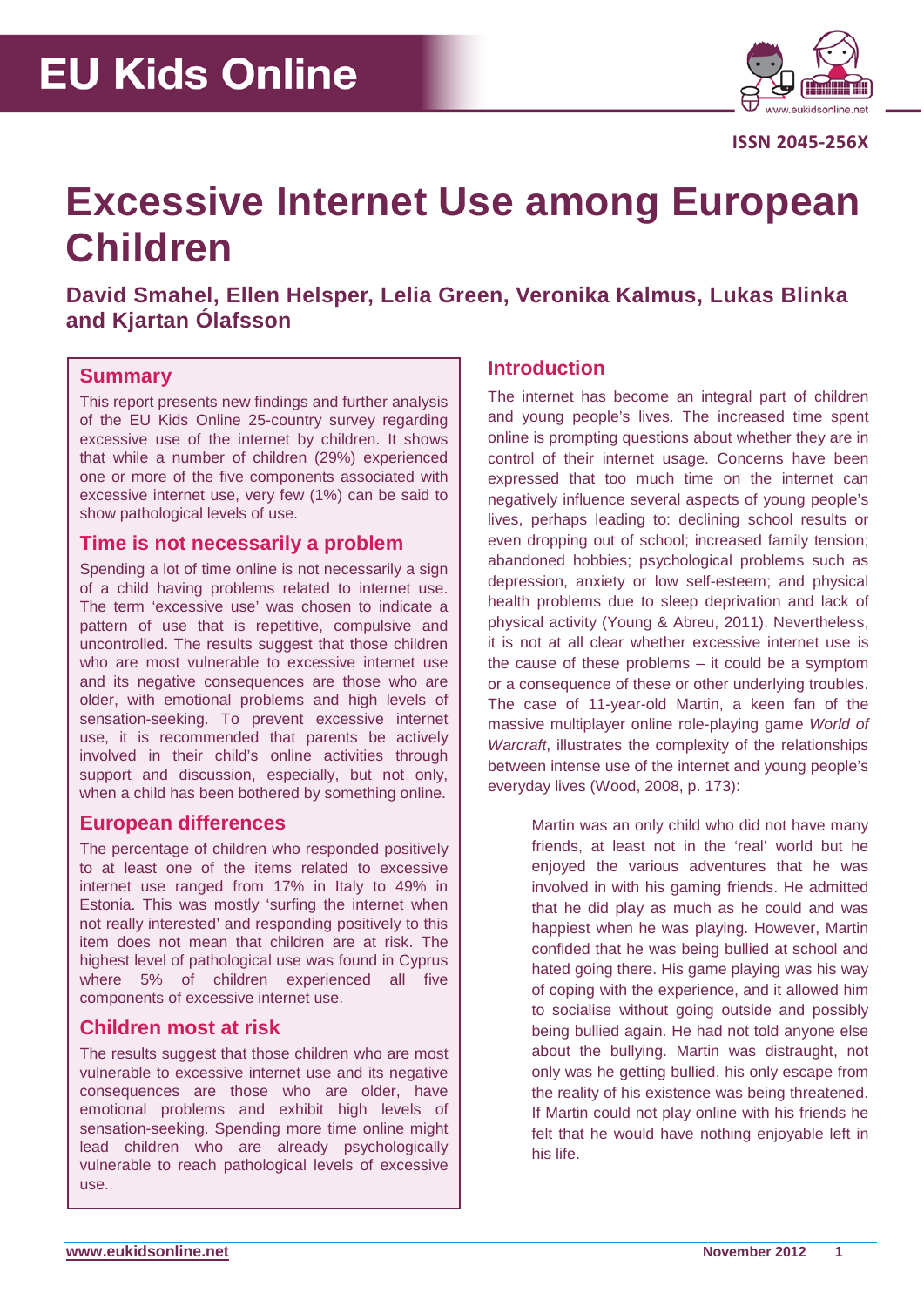# EU Kids Online

ISSN 2045-256X

# Excessive Internet Use among European Children

**David Smahel, Ellen Helsper, Lelia Green, Veronika Kalmus, Lukas Blinka and Kjartan Ólafsson**

## Summary

This report presents new findings and further analysis of the EU Kids Online 25-country survey regarding excessive use of the internet by children. It shows that while a number of children (29%) experienced one or more of the five components associated with excessive internet use, very few (1%) can be said to show pathological levels of use.

## Time is not necessarily a problem

Spending a lot of time online is not necessarily a sign of a child having problems related to internet use. The term 'excessive use' was chosen to indicate a pattern of use that is repetitive, compulsive and uncontrolled. The results suggest that those children who are most vulnerable to excessive internet use and its negative consequences are those who are older, with emotional problems and high levels of sensation-seeking. To prevent excessive internet use, it is recommended that parents be actively involved in their child's online activities through support and discussion, especially, but not only, when a child has been bothered by something online.

## European differences

The percentage of children who responded positively to at least one of the items related to excessive internet use ranged from 17% in Italy to 49% in Estonia. This was mostly 'surfing the internet when not really interested' and responding positively to this item does not mean that children are at risk. The highest level of pathological use was found in Cyprus where 5% of children experienced all five components of excessive internet use.

## Children most at risk

The results suggest that those children who are most vulnerable to excessive internet use and its negative consequences are those who are older, have emotional problems and exhibit high levels of sensation-seeking. Spending more time online might lead children who are already psychologically vulnerable to reach pathological levels of excessive use.

## Introduction

The internet has become an integral part of children and young people's lives. The increased time spent online is prompting questions about whether they are in control of their internet usage. Concerns have been expressed that too much time on the internet can negatively influence several aspects of young people's lives, perhaps leading to: declining school results or even dropping out of school; increased family tension; abandoned hobbies; psychological problems such as depression, anxiety or low self-esteem; and physical health problems due to sleep deprivation and lack of physical activity (Young & Abreu, 2011). Nevertheless, it is not at all clear whether excessive internet use is the cause of these problems – it could be a symptom or a consequence of these or other underlying troubles. The case of 11-year-old Martin, a keen fan of the massive multiplayer online role-playing game *World of Warcraft*, illustrates the complexity of the relationships between intense use of the internet and young people's everyday lives (Wood, 2008, p. 173):

> Martin was an only child who did not have many friends, at least not in the 'real' world but he enjoyed the various adventures that he was involved in with his gaming friends. He admitted that he did play as much as he could and was happiest when he was playing. However, Martin confided that he was being bullied at school and hated going there. His game playing was his way of coping with the experience, and it allowed him to socialise without going outside and possibly being bullied again. He had not told anyone else about the bullying. Martin was distraught, not only was he getting bullied, his only escape from the reality of his existence was being threatened. If Martin could not play online with his friends he felt that he would have nothing enjoyable left in his life.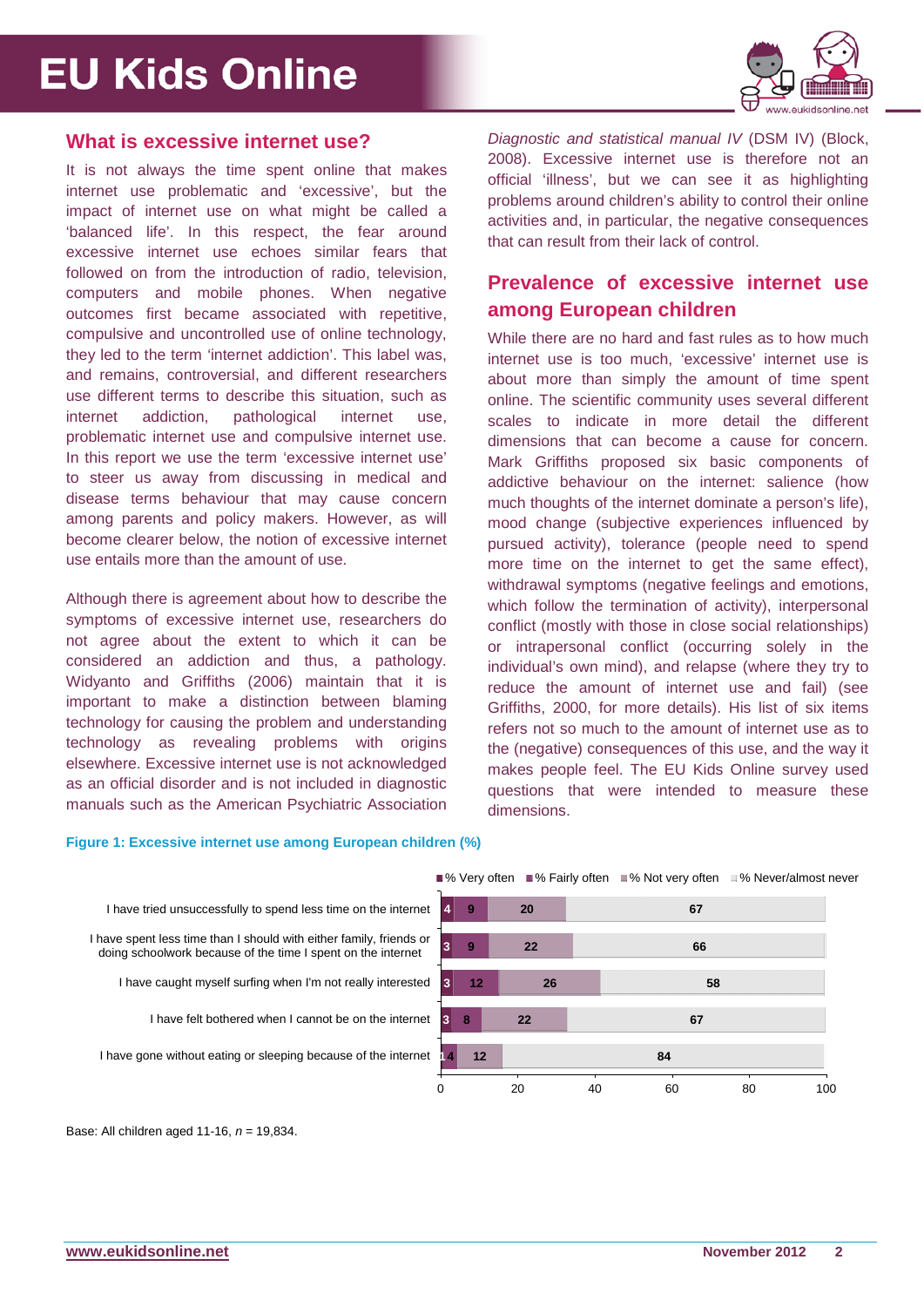## What is excessive internet use?

It is not always the time spent online that makes internet use problematic and 'excessive', but the impact of internet use on what might be called a 'balanced life'. In this respect, the fear around excessive internet use echoes similar fears that followed on from the introduction of radio, television, computers and mobile phones. When negative outcomes first became associated with repetitive, compulsive and uncontrolled use of online technology, they led to the term 'internet addiction'. This label was, and remains, controversial, and different researchers use different terms to describe this situation, such as internet addiction, pathological internet use, problematic internet use and compulsive internet use. In this report we use the term 'excessive internet use' to steer us away from discussing in medical and disease terms behaviour that may cause concern among parents and policy makers. However, as will become clearer below, the notion of excessive internet use entails more than the amount of use.

Although there is agreement about how to describe the symptoms of excessive internet use, researchers do not agree about the extent to which it can be considered an addiction and thus, a pathology. Widyanto and Griffiths (2006) maintain that it is important to make a distinction between blaming technology for causing the problem and understanding technology as revealing problems with origins elsewhere. Excessive internet use is not acknowledged as an official disorder and is not included in diagnostic manuals such as the American Psychiatric Association *Diagnostic and statistical manual IV* (DSM IV) (Block, 2008). Excessive internet use is therefore not an official 'illness', but we can see it as highlighting problems around children's ability to control their online activities and, in particular, the negative consequences that can result from their lack of control.

## Prevalence of excessive internet use among European children

While there are no hard and fast rules as to how much internet use is too much, 'excessive' internet use is about more than simply the amount of time spent online. The scientific community uses several different scales to indicate in more detail the different dimensions that can become a cause for concern. Mark Griffiths proposed six basic components of addictive behaviour on the internet: salience (how much thoughts of the internet dominate a person's life), mood change (subjective experiences influenced by pursued activity), tolerance (people need to spend more time on the internet to get the same effect), withdrawal symptoms (negative feelings and emotions, which follow the termination of activity), interpersonal conflict (mostly with those in close social relationships) or intrapersonal conflict (occurring solely in the individual's own mind), and relapse (where they try to reduce the amount of internet use and fail) (see Griffiths, 2000, for more details). His list of six items refers not so much to the amount of internet use as to the (negative) consequences of this use, and the way it makes people feel. The EU Kids Online survey used questions that were intended to measure these dimensions.

**Figure 1: Excessive internet use among European children (%)**

| | % Very often | % Fairly often | % Not very often | % Never/almost never |
|---|---|---|---|---|
| I have tried unsuccessfully to spend less time on the internet | 4 | 9 | 20 | 67 |
| I have spent less time than I should with either family, friends or doing schoolwork because of the time I spent on the internet | 3 | 9 | 22 | 66 |
| I have caught myself surfing when I'm not really interested | 3 | 12 | 26 | 58 |
| I have felt bothered when I cannot be on the internet | 3 | 8 | 22 | 67 |
| I have gone without eating or sleeping because of the internet | 1 | 4 | 12 | 84 |

Base: All children aged 11-16, *n* = 19,834.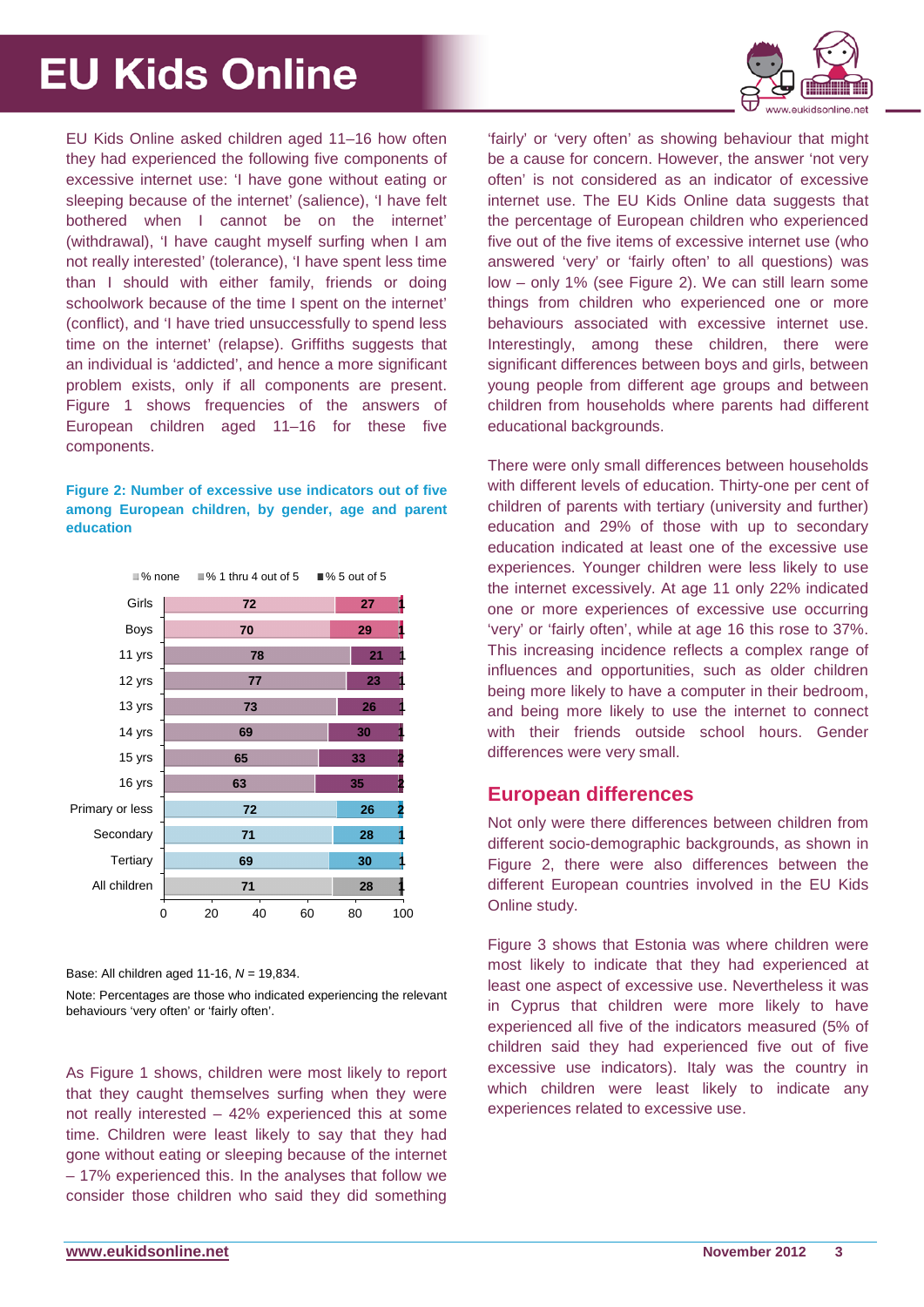EU Kids Online asked children aged 11–16 how often they had experienced the following five components of excessive internet use: 'I have gone without eating or sleeping because of the internet' (salience), 'I have felt bothered when I cannot be on the internet' (withdrawal), 'I have caught myself surfing when I am not really interested' (tolerance), 'I have spent less time than I should with either family, friends or doing schoolwork because of the time I spent on the internet' (conflict), and 'I have tried unsuccessfully to spend less time on the internet' (relapse). Griffiths suggests that an individual is 'addicted', and hence a more significant problem exists, only if all components are present. Figure 1 shows frequencies of the answers of European children aged 11–16 for these five components.

**Figure 2: Number of excessive use indicators out of five among European children, by gender, age and parent education**

| | % none | % 1 thru 4 out of 5 | % 5 out of 5 |
|---|---|---|---|
| Girls | 72 | 27 | 1 |
| Boys | 70 | 29 | 1 |
| 11 yrs | 78 | 21 | 1 |
| 12 yrs | 77 | 23 | 1 |
| 13 yrs | 73 | 26 | 1 |
| 14 yrs | 69 | 30 | 1 |
| 15 yrs | 65 | 33 | 2 |
| 16 yrs | 63 | 35 | 2 |
| Primary or less | 72 | 26 | 2 |
| Secondary | 71 | 28 | 1 |
| Tertiary | 69 | 30 | 1 |
| All children | 71 | 28 | 1 |

Base: All children aged 11-16, *N* = 19,834.

Note: Percentages are those who indicated experiencing the relevant behaviours 'very often' or 'fairly often'.

As Figure 1 shows, children were most likely to report that they caught themselves surfing when they were not really interested – 42% experienced this at some time. Children were least likely to say that they had gone without eating or sleeping because of the internet – 17% experienced this. In the analyses that follow we consider those children who said they did something 'fairly' or 'very often' as showing behaviour that might be a cause for concern. However, the answer 'not very often' is not considered as an indicator of excessive internet use. The EU Kids Online data suggests that the percentage of European children who experienced five out of the five items of excessive internet use (who answered 'very' or 'fairly often' to all questions) was low – only 1% (see Figure 2). We can still learn some things from children who experienced one or more behaviours associated with excessive internet use. Interestingly, among these children, there were significant differences between boys and girls, between young people from different age groups and between children from households where parents had different educational backgrounds.

There were only small differences between households with different levels of education. Thirty-one per cent of children of parents with tertiary (university and further) education and 29% of those with up to secondary education indicated at least one of the excessive use experiences. Younger children were less likely to use the internet excessively. At age 11 only 22% indicated one or more experiences of excessive use occurring 'very' or 'fairly often', while at age 16 this rose to 37%. This increasing incidence reflects a complex range of influences and opportunities, such as older children being more likely to have a computer in their bedroom, and being more likely to use the internet to connect with their friends outside school hours. Gender differences were very small.

## European differences

Not only were there differences between children from different socio-demographic backgrounds, as shown in Figure 2, there were also differences between the different European countries involved in the EU Kids Online study.

Figure 3 shows that Estonia was where children were most likely to indicate that they had experienced at least one aspect of excessive use. Nevertheless it was in Cyprus that children were more likely to have experienced all five of the indicators measured (5% of children said they had experienced five out of five excessive use indicators). Italy was the country in which children were least likely to indicate any experiences related to excessive use.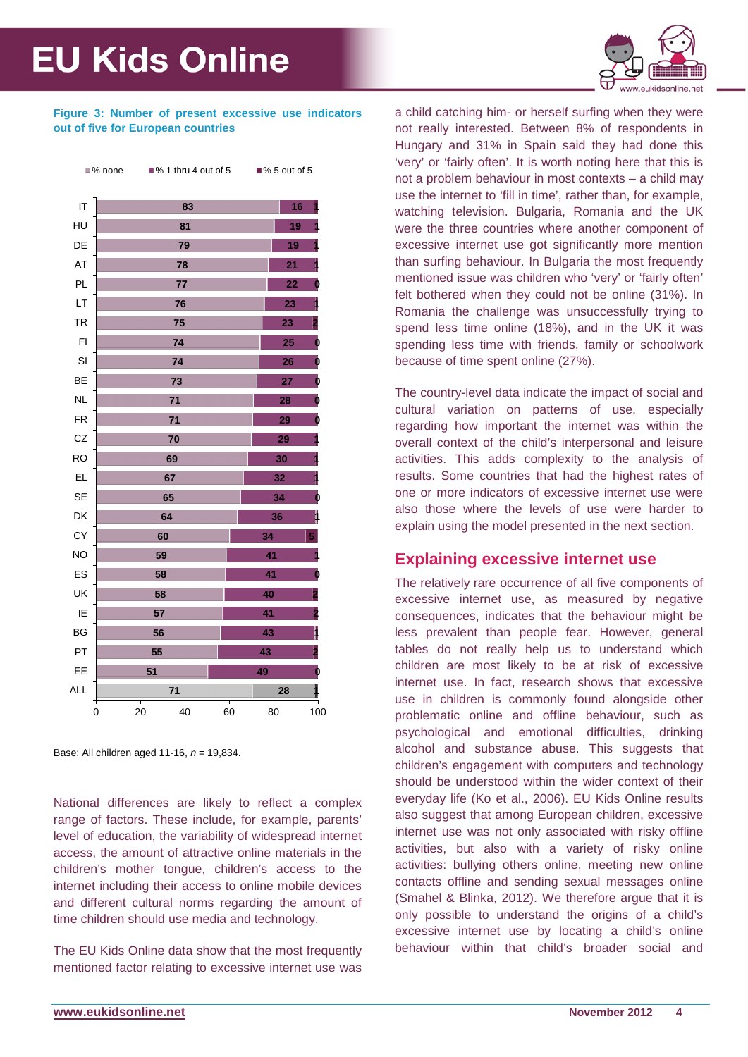**Figure 3: Number of present excessive use indicators out of five for European countries**

| Country | % none | % 1 thru 4 out of 5 | % 5 out of 5 |
|---|---|---|---|
| IT | 83 | 16 | 1 |
| HU | 81 | 19 | 1 |
| DE | 79 | 19 | 1 |
| AT | 78 | 21 | 1 |
| PL | 77 | 22 | 0 |
| LT | 76 | 23 | 1 |
| TR | 75 | 23 | 2 |
| FI | 74 | 25 | 0 |
| SI | 74 | 26 | 0 |
| BE | 73 | 27 | 0 |
| NL | 71 | 28 | 0 |
| FR | 71 | 29 | 0 |
| CZ | 70 | 29 | 1 |
| RO | 69 | 30 | 1 |
| EL | 67 | 32 | 1 |
| SE | 65 | 34 | 0 |
| DK | 64 | 36 | 1 |
| CY | 60 | 34 | 5 |
| NO | 59 | 41 | 1 |
| ES | 58 | 41 | 0 |
| UK | 58 | 40 | 2 |
| IE | 57 | 41 | 2 |
| BG | 56 | 43 | 1 |
| PT | 55 | 43 | 2 |
| EE | 51 | 49 | 0 |
| ALL | 71 | 28 | 1 |

Base: All children aged 11-16, *n* = 19,834.

National differences are likely to reflect a complex range of factors. These include, for example, parents' level of education, the variability of widespread internet access, the amount of attractive online materials in the children's mother tongue, children's access to the internet including their access to online mobile devices and different cultural norms regarding the amount of time children should use media and technology.

The EU Kids Online data show that the most frequently mentioned factor relating to excessive internet use was a child catching him- or herself surfing when they were not really interested. Between 8% of respondents in Hungary and 31% in Spain said they had done this 'very' or 'fairly often'. It is worth noting here that this is not a problem behaviour in most contexts – a child may use the internet to 'fill in time', rather than, for example, watching television. Bulgaria, Romania and the UK were the three countries where another component of excessive internet use got significantly more mention than surfing behaviour. In Bulgaria the most frequently mentioned issue was children who 'very' or 'fairly often' felt bothered when they could not be online (31%). In Romania the challenge was unsuccessfully trying to spend less time online (18%), and in the UK it was spending less time with friends, family or schoolwork because of time spent online (27%).

The country-level data indicate the impact of social and cultural variation on patterns of use, especially regarding how important the internet was within the overall context of the child's interpersonal and leisure activities. This adds complexity to the analysis of results. Some countries that had the highest rates of one or more indicators of excessive internet use were also those where the levels of use were harder to explain using the model presented in the next section.

## Explaining excessive internet use

The relatively rare occurrence of all five components of excessive internet use, as measured by negative consequences, indicates that the behaviour might be less prevalent than people fear. However, general tables do not really help us to understand which children are most likely to be at risk of excessive internet use. In fact, research shows that excessive use in children is commonly found alongside other problematic online and offline behaviour, such as psychological and emotional difficulties, drinking alcohol and substance abuse. This suggests that children's engagement with computers and technology should be understood within the wider context of their everyday life (Ko et al., 2006). EU Kids Online results also suggest that among European children, excessive internet use was not only associated with risky offline activities, but also with a variety of risky online activities: bullying others online, meeting new online contacts offline and sending sexual messages online (Smahel & Blinka, 2012). We therefore argue that it is only possible to understand the origins of a child's excessive internet use by locating a child's online behaviour within that child's broader social and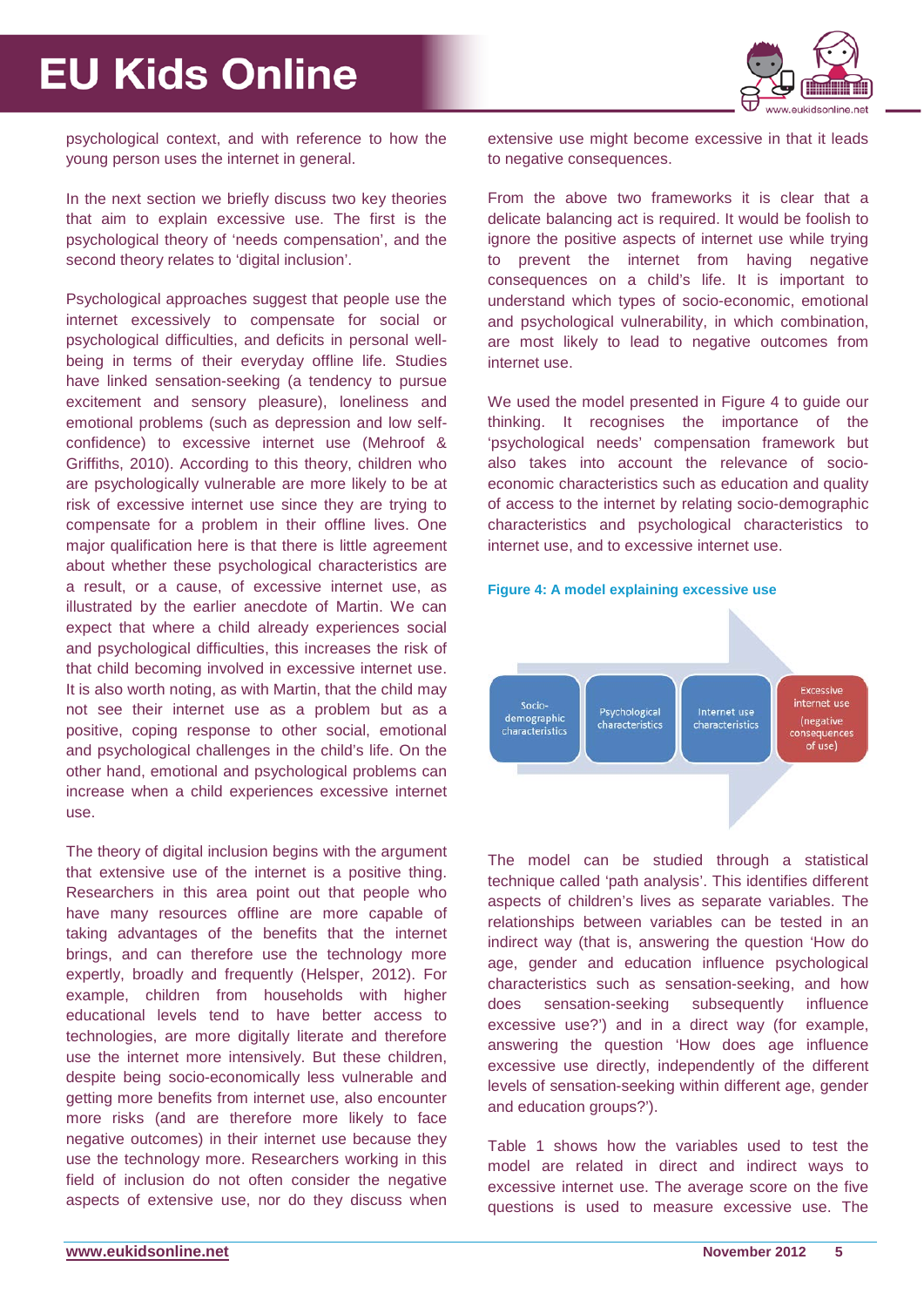psychological context, and with reference to how the young person uses the internet in general.

In the next section we briefly discuss two key theories that aim to explain excessive use. The first is the psychological theory of 'needs compensation', and the second theory relates to 'digital inclusion'.

Psychological approaches suggest that people use the internet excessively to compensate for social or psychological difficulties, and deficits in personal well-being in terms of their everyday offline life. Studies have linked sensation-seeking (a tendency to pursue excitement and sensory pleasure), loneliness and emotional problems (such as depression and low self-confidence) to excessive internet use (Mehroof & Griffiths, 2010). According to this theory, children who are psychologically vulnerable are more likely to be at risk of excessive internet use since they are trying to compensate for a problem in their offline lives. One major qualification here is that there is little agreement about whether these psychological characteristics are a result, or a cause, of excessive internet use, as illustrated by the earlier anecdote of Martin. We can expect that where a child already experiences social and psychological difficulties, this increases the risk of that child becoming involved in excessive internet use. It is also worth noting, as with Martin, that the child may not see their internet use as a problem but as a positive, coping response to other social, emotional and psychological challenges in the child's life. On the other hand, emotional and psychological problems can increase when a child experiences excessive internet use.

The theory of digital inclusion begins with the argument that extensive use of the internet is a positive thing. Researchers in this area point out that people who have many resources offline are more capable of taking advantages of the benefits that the internet brings, and can therefore use the technology more expertly, broadly and frequently (Helsper, 2012). For example, children from households with higher educational levels tend to have better access to technologies, are more digitally literate and therefore use the internet more intensively. But these children, despite being socio-economically less vulnerable and getting more benefits from internet use, also encounter more risks (and are therefore more likely to face negative outcomes) in their internet use because they use the technology more. Researchers working in this field of inclusion do not often consider the negative aspects of extensive use, nor do they discuss when extensive use might become excessive in that it leads to negative consequences.

From the above two frameworks it is clear that a delicate balancing act is required. It would be foolish to ignore the positive aspects of internet use while trying to prevent the internet from having negative consequences on a child's life. It is important to understand which types of socio-economic, emotional and psychological vulnerability, in which combination, are most likely to lead to negative outcomes from internet use.

We used the model presented in Figure 4 to guide our thinking. It recognises the importance of the 'psychological needs' compensation framework but also takes into account the relevance of socio-economic characteristics such as education and quality of access to the internet by relating socio-demographic characteristics and psychological characteristics to internet use, and to excessive internet use.

**Figure 4: A model explaining excessive use**

Socio-demographic characteristics → Psychological characteristics → Internet use characteristics → Excessive internet use (negative consequences of use)

The model can be studied through a statistical technique called 'path analysis'. This identifies different aspects of children's lives as separate variables. The relationships between variables can be tested in an indirect way (that is, answering the question 'How do age, gender and education influence psychological characteristics such as sensation-seeking, and how does sensation-seeking subsequently influence excessive use?') and in a direct way (for example, answering the question 'How does age influence excessive use directly, independently of the different levels of sensation-seeking within different age, gender and education groups?').

Table 1 shows how the variables used to test the model are related in direct and indirect ways to excessive internet use. The average score on the five questions is used to measure excessive use. The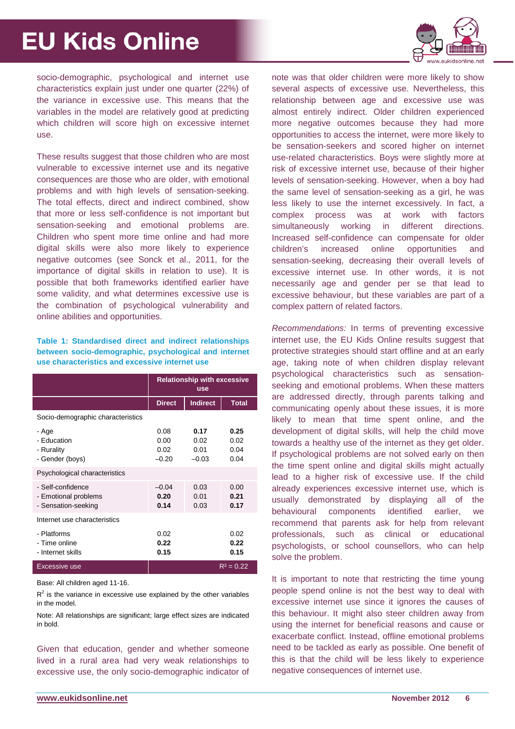socio-demographic, psychological and internet use characteristics explain just under one quarter (22%) of the variance in excessive use. This means that the variables in the model are relatively good at predicting which children will score high on excessive internet use.

These results suggest that those children who are most vulnerable to excessive internet use and its negative consequences are those who are older, with emotional problems and with high levels of sensation-seeking. The total effects, direct and indirect combined, show that more or less self-confidence is not important but sensation-seeking and emotional problems are. Children who spent more time online and had more digital skills were also more likely to experience negative outcomes (see Sonck et al., 2011, for the importance of digital skills in relation to use). It is possible that both frameworks identified earlier have some validity, and what determines excessive use is the combination of psychological vulnerability and online abilities and opportunities.

**Table 1: Standardised direct and indirect relationships between socio-demographic, psychological and internet use characteristics and excessive internet use**

| | Relationship with excessive use | | |
|---|---|---|---|
| | **Direct** | **Indirect** | **Total** |
| Socio-demographic characteristics | | | |
| - Age | 0.08 | **0.17** | **0.25** |
| - Education | 0.00 | 0.02 | 0.02 |
| - Rurality | 0.02 | 0.01 | 0.04 |
| - Gender (boys) | –0.20 | –0.03 | 0.04 |
| Psychological characteristics | | | |
| - Self-confidence | –0.04 | 0.03 | 0.00 |
| - Emotional problems | **0.20** | 0.01 | **0.21** |
| - Sensation-seeking | **0.14** | 0.03 | **0.17** |
| Internet use characteristics | | | |
| - Platforms | 0.02 | | 0.02 |
| - Time online | **0.22** | | **0.22** |
| - Internet skills | **0.15** | | **0.15** |
| Excessive use | | | $R^2 = 0.22$ |

Base: All children aged 11-16.

$R^2$ is the variance in excessive use explained by the other variables in the model.

Note: All relationships are significant; large effect sizes are indicated in bold.

Given that education, gender and whether someone lived in a rural area had very weak relationships to excessive use, the only socio-demographic indicator of note was that older children were more likely to show several aspects of excessive use. Nevertheless, this relationship between age and excessive use was almost entirely indirect. Older children experienced more negative outcomes because they had more opportunities to access the internet, were more likely to be sensation-seekers and scored higher on internet use-related characteristics. Boys were slightly more at risk of excessive internet use, because of their higher levels of sensation-seeking. However, when a boy had the same level of sensation-seeking as a girl, he was less likely to use the internet excessively. In fact, a complex process was at work with factors simultaneously working in different directions. Increased self-confidence can compensate for older children's increased online opportunities and sensation-seeking, decreasing their overall levels of excessive internet use. In other words, it is not necessarily age and gender per se that lead to excessive behaviour, but these variables are part of a complex pattern of related factors.

*Recommendations:* In terms of preventing excessive internet use, the EU Kids Online results suggest that protective strategies should start offline and at an early age, taking note of when children display relevant psychological characteristics such as sensation-seeking and emotional problems. When these matters are addressed directly, through parents talking and communicating openly about these issues, it is more likely to mean that time spent online, and the development of digital skills, will help the child move towards a healthy use of the internet as they get older. If psychological problems are not solved early on then the time spent online and digital skills might actually lead to a higher risk of excessive use. If the child already experiences excessive internet use, which is usually demonstrated by displaying all of the behavioural components identified earlier, we recommend that parents ask for help from relevant professionals, such as clinical or educational psychologists, or school counsellors, who can help solve the problem.

It is important to note that restricting the time young people spend online is not the best way to deal with excessive internet use since it ignores the causes of this behaviour. It might also steer children away from using the internet for beneficial reasons and cause or exacerbate conflict. Instead, offline emotional problems need to be tackled as early as possible. One benefit of this is that the child will be less likely to experience negative consequences of internet use.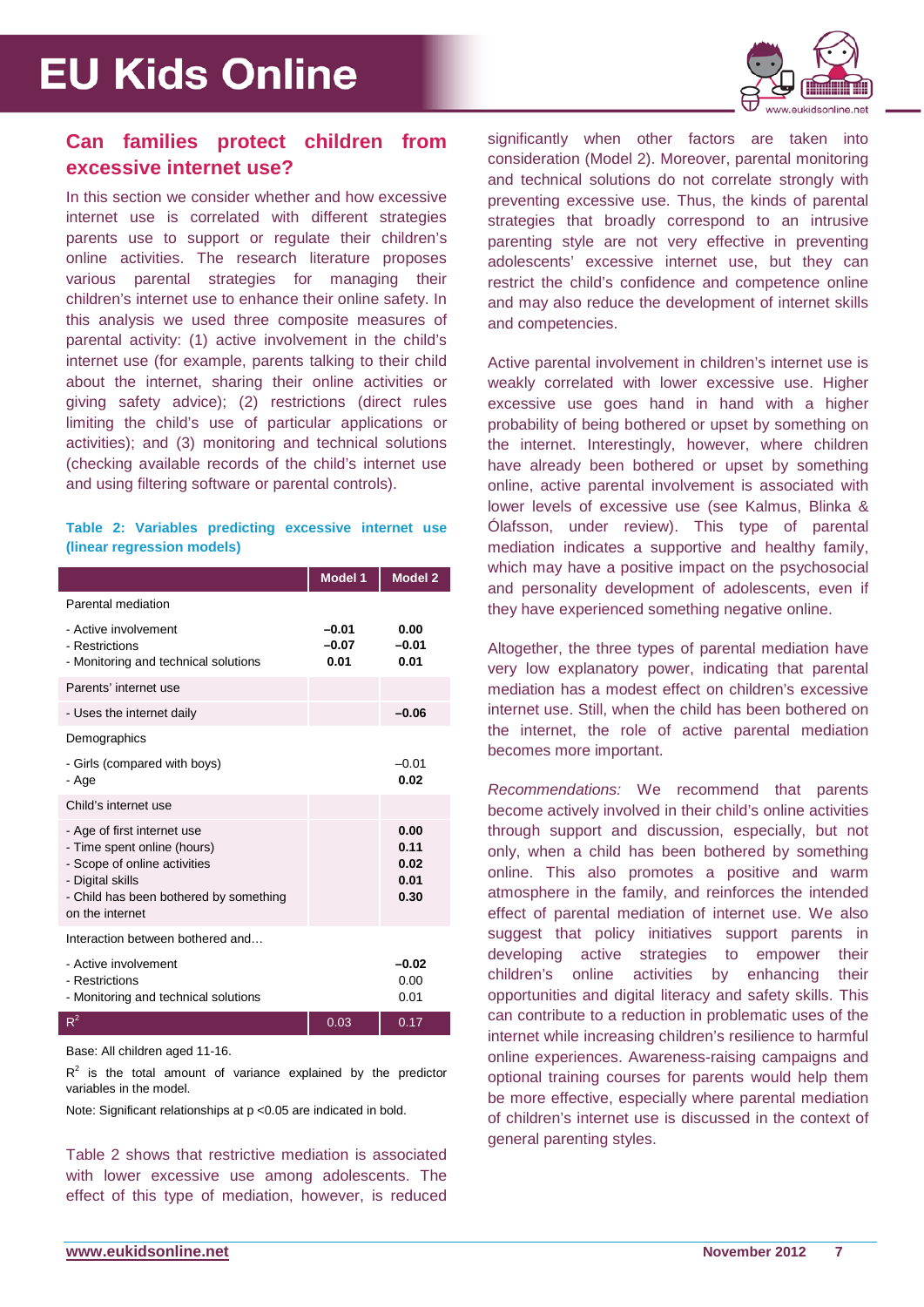## Can families protect children from excessive internet use?

In this section we consider whether and how excessive internet use is correlated with different strategies parents use to support or regulate their children's online activities. The research literature proposes various parental strategies for managing their children's internet use to enhance their online safety. In this analysis we used three composite measures of parental activity: (1) active involvement in the child's internet use (for example, parents talking to their child about the internet, sharing their online activities or giving safety advice); (2) restrictions (direct rules limiting the child's use of particular applications or activities); and (3) monitoring and technical solutions (checking available records of the child's internet use and using filtering software or parental controls).

**Table 2: Variables predicting excessive internet use (linear regression models)**

| | Model 1 | Model 2 |
|---|---|---|
| Parental mediation | | |
| - Active involvement | **−0.01** | **0.00** |
| - Restrictions | **−0.07** | **−0.01** |
| - Monitoring and technical solutions | **0.01** | **0.01** |
| Parents' internet use | | |
| - Uses the internet daily | | **−0.06** |
| Demographics | | |
| - Girls (compared with boys) | | –0.01 |
| - Age | | **0.02** |
| Child's internet use | | |
| - Age of first internet use | | **0.00** |
| - Time spent online (hours) | | **0.11** |
| - Scope of online activities | | **0.02** |
| - Digital skills | | **0.01** |
| - Child has been bothered by something on the internet | | **0.30** |
| Interaction between bothered and… | | |
| - Active involvement | | **−0.02** |
| - Restrictions | | 0.00 |
| - Monitoring and technical solutions | | 0.01 |
| $R^2$ | 0.03 | 0.17 |

Base: All children aged 11-16.

$R^2$ is the total amount of variance explained by the predictor variables in the model.

Note: Significant relationships at p <0.05 are indicated in bold.

Table 2 shows that restrictive mediation is associated with lower excessive use among adolescents. The effect of this type of mediation, however, is reduced significantly when other factors are taken into consideration (Model 2). Moreover, parental monitoring and technical solutions do not correlate strongly with preventing excessive use. Thus, the kinds of parental strategies that broadly correspond to an intrusive parenting style are not very effective in preventing adolescents' excessive internet use, but they can restrict the child's confidence and competence online and may also reduce the development of internet skills and competencies.

Active parental involvement in children's internet use is weakly correlated with lower excessive use. Higher excessive use goes hand in hand with a higher probability of being bothered or upset by something on the internet. Interestingly, however, where children have already been bothered or upset by something online, active parental involvement is associated with lower levels of excessive use (see Kalmus, Blinka & Ólafsson, under review). This type of parental mediation indicates a supportive and healthy family, which may have a positive impact on the psychosocial and personality development of adolescents, even if they have experienced something negative online.

Altogether, the three types of parental mediation have very low explanatory power, indicating that parental mediation has a modest effect on children's excessive internet use. Still, when the child has been bothered on the internet, the role of active parental mediation becomes more important.

*Recommendations:* We recommend that parents become actively involved in their child's online activities through support and discussion, especially, but not only, when a child has been bothered by something online. This also promotes a positive and warm atmosphere in the family, and reinforces the intended effect of parental mediation of internet use. We also suggest that policy initiatives support parents in developing active strategies to empower their children's online activities by enhancing their opportunities and digital literacy and safety skills. This can contribute to a reduction in problematic uses of the internet while increasing children's resilience to harmful online experiences. Awareness-raising campaigns and optional training courses for parents would help them be more effective, especially where parental mediation of children's internet use is discussed in the context of general parenting styles.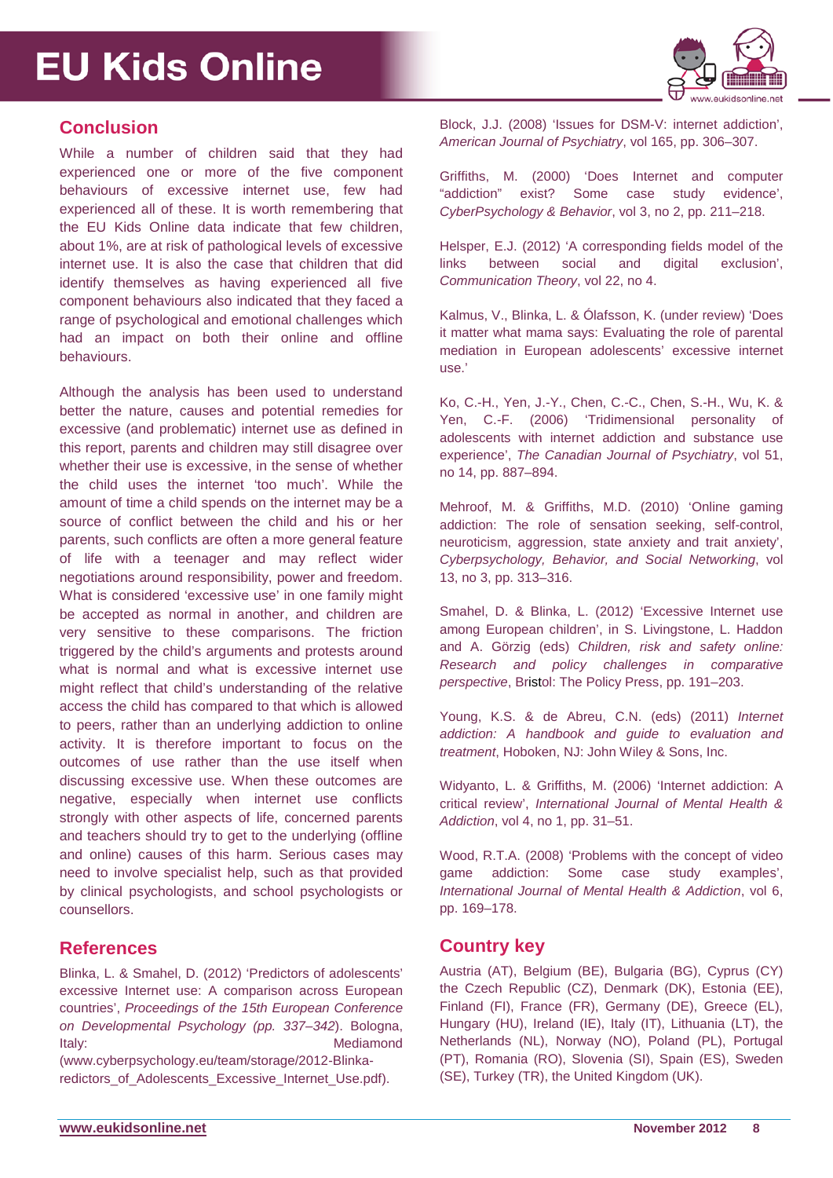## Conclusion

While a number of children said that they had experienced one or more of the five component behaviours of excessive internet use, few had experienced all of these. It is worth remembering that the EU Kids Online data indicate that few children, about 1%, are at risk of pathological levels of excessive internet use. It is also the case that children that did identify themselves as having experienced all five component behaviours also indicated that they faced a range of psychological and emotional challenges which had an impact on both their online and offline behaviours.

Although the analysis has been used to understand better the nature, causes and potential remedies for excessive (and problematic) internet use as defined in this report, parents and children may still disagree over whether their use is excessive, in the sense of whether the child uses the internet 'too much'. While the amount of time a child spends on the internet may be a source of conflict between the child and his or her parents, such conflicts are often a more general feature of life with a teenager and may reflect wider negotiations around responsibility, power and freedom. What is considered 'excessive use' in one family might be accepted as normal in another, and children are very sensitive to these comparisons. The friction triggered by the child's arguments and protests around what is normal and what is excessive internet use might reflect that child's understanding of the relative access the child has compared to that which is allowed to peers, rather than an underlying addiction to online activity. It is therefore important to focus on the outcomes of use rather than the use itself when discussing excessive use. When these outcomes are negative, especially when internet use conflicts strongly with other aspects of life, concerned parents and teachers should try to get to the underlying (offline and online) causes of this harm. Serious cases may need to involve specialist help, such as that provided by clinical psychologists, and school psychologists or counsellors.

## References

Blinka, L. & Smahel, D. (2012) 'Predictors of adolescents' excessive Internet use: A comparison across European countries', *Proceedings of the 15th European Conference on Developmental Psychology (pp. 337–342*). Bologna, Italy: Mediamond (www.cyberpsychology.eu/team/storage/2012-Blinka-redictors_of_Adolescents_Excessive_Internet_Use.pdf).

Block, J.J. (2008) 'Issues for DSM-V: internet addiction', *American Journal of Psychiatry*, vol 165, pp. 306–307.

Griffiths, M. (2000) 'Does Internet and computer "addiction" exist? Some case study evidence', *CyberPsychology & Behavior*, vol 3, no 2, pp. 211–218.

Helsper, E.J. (2012) 'A corresponding fields model of the links between social and digital exclusion', *Communication Theory*, vol 22, no 4.

Kalmus, V., Blinka, L. & Ólafsson, K. (under review) 'Does it matter what mama says: Evaluating the role of parental mediation in European adolescents' excessive internet use.'

Ko, C.-H., Yen, J.-Y., Chen, C.-C., Chen, S.-H., Wu, K. & Yen, C.-F. (2006) 'Tridimensional personality of adolescents with internet addiction and substance use experience', *The Canadian Journal of Psychiatry*, vol 51, no 14, pp. 887–894.

Mehroof, M. & Griffiths, M.D. (2010) 'Online gaming addiction: The role of sensation seeking, self-control, neuroticism, aggression, state anxiety and trait anxiety', *Cyberpsychology, Behavior, and Social Networking*, vol 13, no 3, pp. 313–316.

Smahel, D. & Blinka, L. (2012) 'Excessive Internet use among European children', in S. Livingstone, L. Haddon and A. Görzig (eds) *Children, risk and safety online: Research and policy challenges in comparative perspective*, Bristol: The Policy Press, pp. 191–203.

Young, K.S. & de Abreu, C.N. (eds) (2011) *Internet addiction: A handbook and guide to evaluation and treatment*, Hoboken, NJ: John Wiley & Sons, Inc.

Widyanto, L. & Griffiths, M. (2006) 'Internet addiction: A critical review', *International Journal of Mental Health & Addiction*, vol 4, no 1, pp. 31–51.

Wood, R.T.A. (2008) 'Problems with the concept of video game addiction: Some case study examples', *International Journal of Mental Health & Addiction*, vol 6, pp. 169–178.

## Country key

Austria (AT), Belgium (BE), Bulgaria (BG), Cyprus (CY) the Czech Republic (CZ), Denmark (DK), Estonia (EE), Finland (FI), France (FR), Germany (DE), Greece (EL), Hungary (HU), Ireland (IE), Italy (IT), Lithuania (LT), the Netherlands (NL), Norway (NO), Poland (PL), Portugal (PT), Romania (RO), Slovenia (SI), Spain (ES), Sweden (SE), Turkey (TR), the United Kingdom (UK).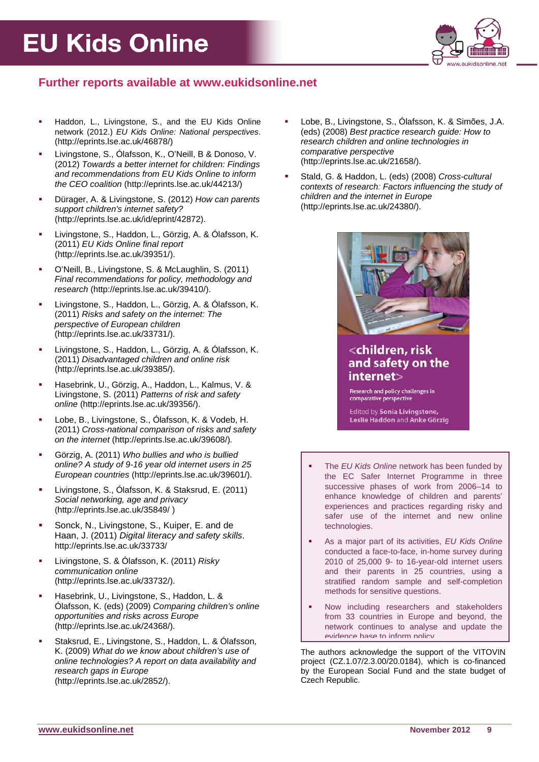# EU Kids Online

## Further reports available at www.eukidsonline.net

- Haddon, L., Livingstone, S., and the EU Kids Online network (2012.) *EU Kids Online: National perspectives*. (http://eprints.lse.ac.uk/46878/)
- Livingstone, S., Ólafsson, K., O'Neill, B & Donoso, V. (2012) *Towards a better internet for children: Findings and recommendations from EU Kids Online to inform the CEO coalition* (http://eprints.lse.ac.uk/44213/)
- Dürager, A. & Livingstone, S. (2012) *How can parents support children's internet safety?* (http://eprints.lse.ac.uk/id/eprint/42872).
- Livingstone, S., Haddon, L., Görzig, A. & Ólafsson, K. (2011) *EU Kids Online final report* (http://eprints.lse.ac.uk/39351/).
- O'Neill, B., Livingstone, S. & McLaughlin, S. (2011) *Final recommendations for policy, methodology and research* (http://eprints.lse.ac.uk/39410/).
- Livingstone, S., Haddon, L., Görzig, A. & Ólafsson, K. (2011) *Risks and safety on the internet: The perspective of European children* (http://eprints.lse.ac.uk/33731/).
- Livingstone, S., Haddon, L., Görzig, A. & Ólafsson, K. (2011) *Disadvantaged children and online risk* (http://eprints.lse.ac.uk/39385/).
- Hasebrink, U., Görzig, A., Haddon, L., Kalmus, V. & Livingstone, S. (2011) *Patterns of risk and safety online* (http://eprints.lse.ac.uk/39356/).
- Lobe, B., Livingstone, S., Ólafsson, K. & Vodeb, H. (2011) *Cross-national comparison of risks and safety on the internet* (http://eprints.lse.ac.uk/39608/).
- Görzig, A. (2011) *Who bullies and who is bullied online? A study of 9-16 year old internet users in 25 European countries* (http://eprints.lse.ac.uk/39601/).
- Livingstone, S., Ólafsson, K. & Staksrud, E. (2011) *Social networking, age and privacy* (http://eprints.lse.ac.uk/35849/ )
- Sonck, N., Livingstone, S., Kuiper, E. and de Haan, J. (2011) *Digital literacy and safety skills*. http://eprints.lse.ac.uk/33733/
- Livingstone, S. & Ólafsson, K. (2011) *Risky communication online* (http://eprints.lse.ac.uk/33732/).
- Hasebrink, U., Livingstone, S., Haddon, L. & Ólafsson, K. (eds) (2009) *Comparing children's online opportunities and risks across Europe* (http://eprints.lse.ac.uk/24368/).
- Staksrud, E., Livingstone, S., Haddon, L. & Ólafsson, K. (2009) *What do we know about children's use of online technologies? A report on data availability and research gaps in Europe* (http://eprints.lse.ac.uk/2852/).
- Lobe, B., Livingstone, S., Ólafsson, K. & Simões, J.A. (eds) (2008) *Best practice research guide: How to research children and online technologies in comparative perspective* (http://eprints.lse.ac.uk/21658/).
- Stald, G. & Haddon, L. (eds) (2008) *Cross-cultural contexts of research: Factors influencing the study of children and the internet in Europe* (http://eprints.lse.ac.uk/24380/).

<children, risk and safety on the internet>

Research and policy challenges in comparative perspective

Edited by **Sonia Livingstone, Leslie Haddon** and **Anke Görzig**

- The *EU Kids Online* network has been funded by the EC Safer Internet Programme in three successive phases of work from 2006–14 to enhance knowledge of children and parents' experiences and practices regarding risky and safer use of the internet and new online technologies.
- As a major part of its activities, *EU Kids Online* conducted a face-to-face, in-home survey during 2010 of 25,000 9- to 16-year-old internet users and their parents in 25 countries, using a stratified random sample and self-completion methods for sensitive questions.
- Now including researchers and stakeholders from 33 countries in Europe and beyond, the network continues to analyse and update the evidence base to inform policy.

The authors acknowledge the support of the VITOVIN project (CZ.1.07/2.3.00/20.0184), which is co-financed by the European Social Fund and the state budget of Czech Republic.